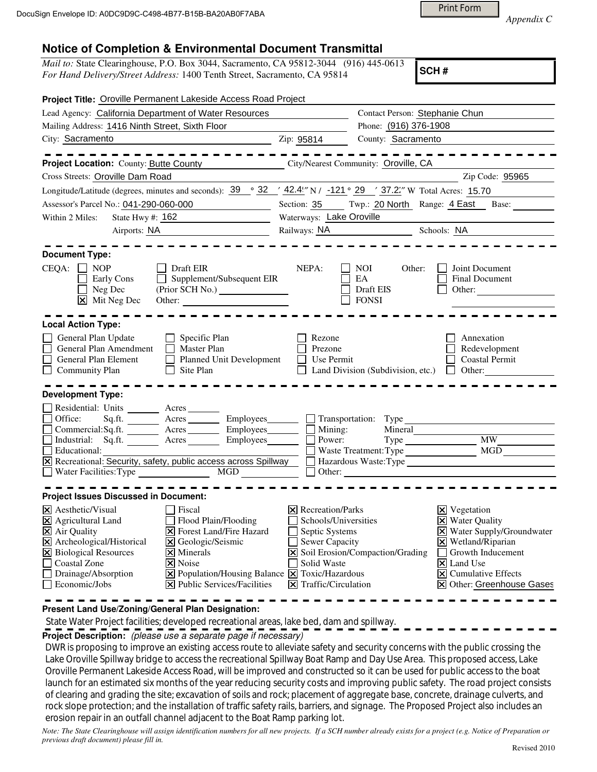DocuSign Envelope ID: A0DC9D9C-C498-4B77-B15B-BA20AB0F7ABA

*Appendix C*

# Notice of Completion & Environmental Document Transmittal

*Mail to:* State Clearinghouse, P.O. Box 3044, Sacramento, CA 95812-3044 (916) 445-0613
*For Hand Delivery/Street Address:* 1400 Tenth Street, Sacramento, CA 95814

**SCH #**

**Project Title:** Oroville Permanent Lakeside Access Road Project

Lead Agency: California Department of Water Resources
Contact Person: Stephanie Chun
Mailing Address: 1416 Ninth Street, Sixth Floor
Phone: (916) 376-1908
City: Sacramento
Zip: 95814
County: Sacramento

**Project Location:** County: Butte County
City/Nearest Community: Oroville, CA
Cross Streets: Oroville Dam Road
Zip Code: 95965
Longitude/Latitude (degrees, minutes and seconds): 39 ° 32 ′ 42.4″ N / -121 ° 29 ′ 37.2″ W Total Acres: 15.70
Assessor's Parcel No.: 041-290-060-000
Section: 35 Twp.: 20 North Range: 4 East Base:
Within 2 Miles: State Hwy #: 162
Waterways: Lake Oroville
Airports: NA
Railways: NA
Schools: NA

**Document Type:**

CEQA: ☐ NOP ☐ Early Cons ☐ Neg Dec ☒ Mit Neg Dec ☐ Draft EIR ☐ Supplement/Subsequent EIR (Prior SCH No.) Other:

NEPA: ☐ NOI ☐ EA ☐ Draft EIS ☐ FONSI

Other: ☐ Joint Document ☐ Final Document ☐ Other:

**Local Action Type:**

☐ General Plan Update ☐ General Plan Amendment ☐ General Plan Element ☐ Community Plan ☐ Specific Plan ☐ Master Plan ☐ Planned Unit Development ☐ Site Plan ☐ Rezone ☐ Prezone ☐ Use Permit ☐ Land Division (Subdivision, etc.) ☐ Annexation ☐ Redevelopment ☐ Coastal Permit ☐ Other:

**Development Type:**

☐ Residential: Units Acres
☐ Office: Sq.ft. Acres Employees
☐ Commercial: Sq.ft. Acres Employees
☐ Industrial: Sq.ft. Acres Employees
☐ Educational:
☒ Recreational: Security, safety, public access across Spillway
☐ Water Facilities: Type MGD
☐ Transportation: Type
☐ Mining: Mineral
☐ Power: Type MW
☐ Waste Treatment: Type MGD
☐ Hazardous Waste: Type
☐ Other:

**Project Issues Discussed in Document:**

☒ Aesthetic/Visual
☒ Agricultural Land
☒ Air Quality
☒ Archeological/Historical
☒ Biological Resources
☐ Coastal Zone
☐ Drainage/Absorption
☐ Economic/Jobs
☐ Fiscal
☐ Flood Plain/Flooding
☒ Forest Land/Fire Hazard
☒ Geologic/Seismic
☒ Minerals
☒ Noise
☒ Population/Housing Balance
☒ Public Services/Facilities
☒ Recreation/Parks
☐ Schools/Universities
☐ Septic Systems
☐ Sewer Capacity
☒ Soil Erosion/Compaction/Grading
☐ Solid Waste
☒ Toxic/Hazardous
☒ Traffic/Circulation
☒ Vegetation
☒ Water Quality
☒ Water Supply/Groundwater
☒ Wetland/Riparian
☐ Growth Inducement
☒ Land Use
☒ Cumulative Effects
☒ Other: Greenhouse Gases

**Present Land Use/Zoning/General Plan Designation:**

State Water Project facilities; developed recreational areas, lake bed, dam and spillway.

**Project Description:** *(please use a separate page if necessary)*

DWR is proposing to improve an existing access route to alleviate safety and security concerns with the public crossing the Lake Oroville Spillway bridge to access the recreational Spillway Boat Ramp and Day Use Area. This proposed access, Lake Oroville Permanent Lakeside Access Road, will be improved and constructed so it can be used for public access to the boat launch for an estimated six months of the year reducing security costs and improving public safety. The road project consists of clearing and grading the site; excavation of soils and rock; placement of aggregate base, concrete, drainage culverts, and rock slope protection; and the installation of traffic safety rails, barriers, and signage. The Proposed Project also includes an erosion repair in an outfall channel adjacent to the Boat Ramp parking lot.

*Note: The State Clearinghouse will assign identification numbers for all new projects. If a SCH number already exists for a project (e.g. Notice of Preparation or previous draft document) please fill in.*

Revised 2010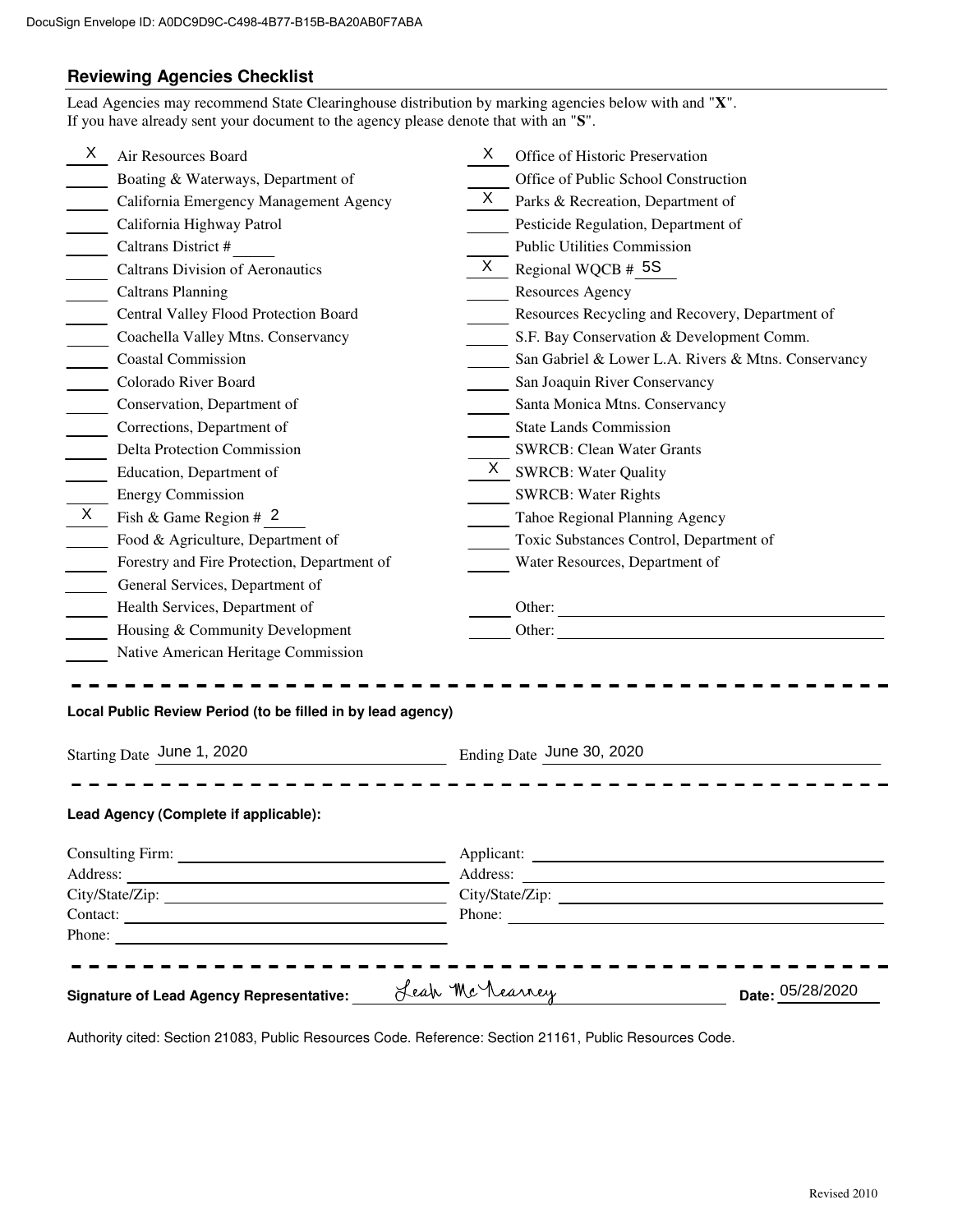DocuSign Envelope ID: A0DC9D9C-C498-4B77-B15B-BA20AB0F7ABA

## Reviewing Agencies Checklist

Lead Agencies may recommend State Clearinghouse distribution by marking agencies below with and "**X**".
If you have already sent your document to the agency please denote that with an "**S**".

| | | | |
|---|---|---|---|
| X | Air Resources Board | X | Office of Historic Preservation |
| | Boating & Waterways, Department of | | Office of Public School Construction |
| | California Emergency Management Agency | X | Parks & Recreation, Department of |
| | California Highway Patrol | | Pesticide Regulation, Department of |
| | Caltrans District # ____ | | Public Utilities Commission |
| | Caltrans Division of Aeronautics | X | Regional WQCB # 5S |
| | Caltrans Planning | | Resources Agency |
| | Central Valley Flood Protection Board | | Resources Recycling and Recovery, Department of |
| | Coachella Valley Mtns. Conservancy | | S.F. Bay Conservation & Development Comm. |
| | Coastal Commission | | San Gabriel & Lower L.A. Rivers & Mtns. Conservancy |
| | Colorado River Board | | San Joaquin River Conservancy |
| | Conservation, Department of | | Santa Monica Mtns. Conservancy |
| | Corrections, Department of | | State Lands Commission |
| | Delta Protection Commission | | SWRCB: Clean Water Grants |
| | Education, Department of | X | SWRCB: Water Quality |
| | Energy Commission | | SWRCB: Water Rights |
| X | Fish & Game Region # 2 | | Tahoe Regional Planning Agency |
| | Food & Agriculture, Department of | | Toxic Substances Control, Department of |
| | Forestry and Fire Protection, Department of | | Water Resources, Department of |
| | General Services, Department of | | |
| | Health Services, Department of | | Other: |
| | Housing & Community Development | | Other: |
| | Native American Heritage Commission | | |

---

**Local Public Review Period (to be filled in by lead agency)**

Starting Date June 1, 2020 Ending Date June 30, 2020

---

**Lead Agency (Complete if applicable):**

Consulting Firm:
Address:
City/State/Zip:
Contact:
Phone:

Applicant:
Address:
City/State/Zip:
Phone:

---

**Signature of Lead Agency Representative:** Leah McNearney **Date:** 05/28/2020

Authority cited: Section 21083, Public Resources Code. Reference: Section 21161, Public Resources Code.

Revised 2010